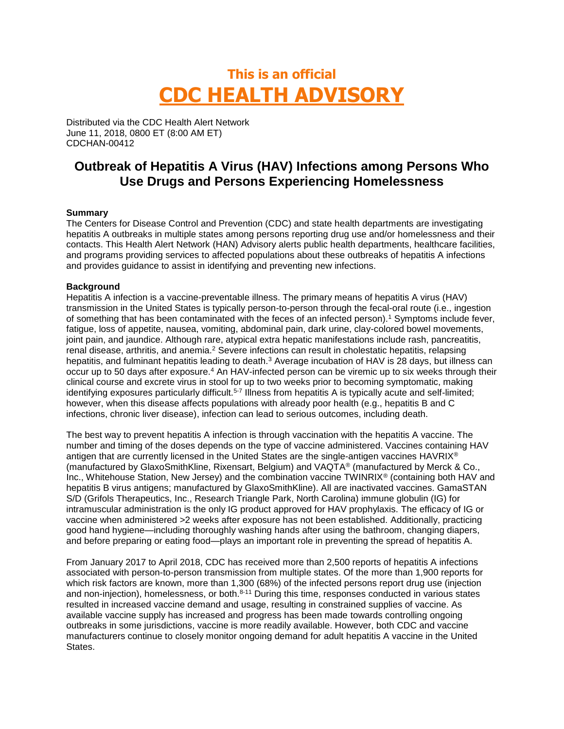# This is an official
# CDC HEALTH ADVISORY

Distributed via the CDC Health Alert Network
June 11, 2018, 0800 ET (8:00 AM ET)
CDCHAN-00412

## Outbreak of Hepatitis A Virus (HAV) Infections among Persons Who Use Drugs and Persons Experiencing Homelessness

**Summary**
The Centers for Disease Control and Prevention (CDC) and state health departments are investigating hepatitis A outbreaks in multiple states among persons reporting drug use and/or homelessness and their contacts. This Health Alert Network (HAN) Advisory alerts public health departments, healthcare facilities, and programs providing services to affected populations about these outbreaks of hepatitis A infections and provides guidance to assist in identifying and preventing new infections.

**Background**
Hepatitis A infection is a vaccine-preventable illness. The primary means of hepatitis A virus (HAV) transmission in the United States is typically person-to-person through the fecal-oral route (i.e., ingestion of something that has been contaminated with the feces of an infected person).[1] Symptoms include fever, fatigue, loss of appetite, nausea, vomiting, abdominal pain, dark urine, clay-colored bowel movements, joint pain, and jaundice. Although rare, atypical extra hepatic manifestations include rash, pancreatitis, renal disease, arthritis, and anemia.[2] Severe infections can result in cholestatic hepatitis, relapsing hepatitis, and fulminant hepatitis leading to death.[3] Average incubation of HAV is 28 days, but illness can occur up to 50 days after exposure.[4] An HAV-infected person can be viremic up to six weeks through their clinical course and excrete virus in stool for up to two weeks prior to becoming symptomatic, making identifying exposures particularly difficult.[5-7] Illness from hepatitis A is typically acute and self-limited; however, when this disease affects populations with already poor health (e.g., hepatitis B and C infections, chronic liver disease), infection can lead to serious outcomes, including death.

The best way to prevent hepatitis A infection is through vaccination with the hepatitis A vaccine. The number and timing of the doses depends on the type of vaccine administered. Vaccines containing HAV antigen that are currently licensed in the United States are the single-antigen vaccines HAVRIX® (manufactured by GlaxoSmithKline, Rixensart, Belgium) and VAQTA® (manufactured by Merck & Co., Inc., Whitehouse Station, New Jersey) and the combination vaccine TWINRIX® (containing both HAV and hepatitis B virus antigens; manufactured by GlaxoSmithKline). All are inactivated vaccines. GamaSTAN S/D (Grifols Therapeutics, Inc., Research Triangle Park, North Carolina) immune globulin (IG) for intramuscular administration is the only IG product approved for HAV prophylaxis. The efficacy of IG or vaccine when administered >2 weeks after exposure has not been established. Additionally, practicing good hand hygiene—including thoroughly washing hands after using the bathroom, changing diapers, and before preparing or eating food—plays an important role in preventing the spread of hepatitis A.

From January 2017 to April 2018, CDC has received more than 2,500 reports of hepatitis A infections associated with person-to-person transmission from multiple states. Of the more than 1,900 reports for which risk factors are known, more than 1,300 (68%) of the infected persons report drug use (injection and non-injection), homelessness, or both.[8-11] During this time, responses conducted in various states resulted in increased vaccine demand and usage, resulting in constrained supplies of vaccine. As available vaccine supply has increased and progress has been made towards controlling ongoing outbreaks in some jurisdictions, vaccine is more readily available. However, both CDC and vaccine manufacturers continue to closely monitor ongoing demand for adult hepatitis A vaccine in the United States.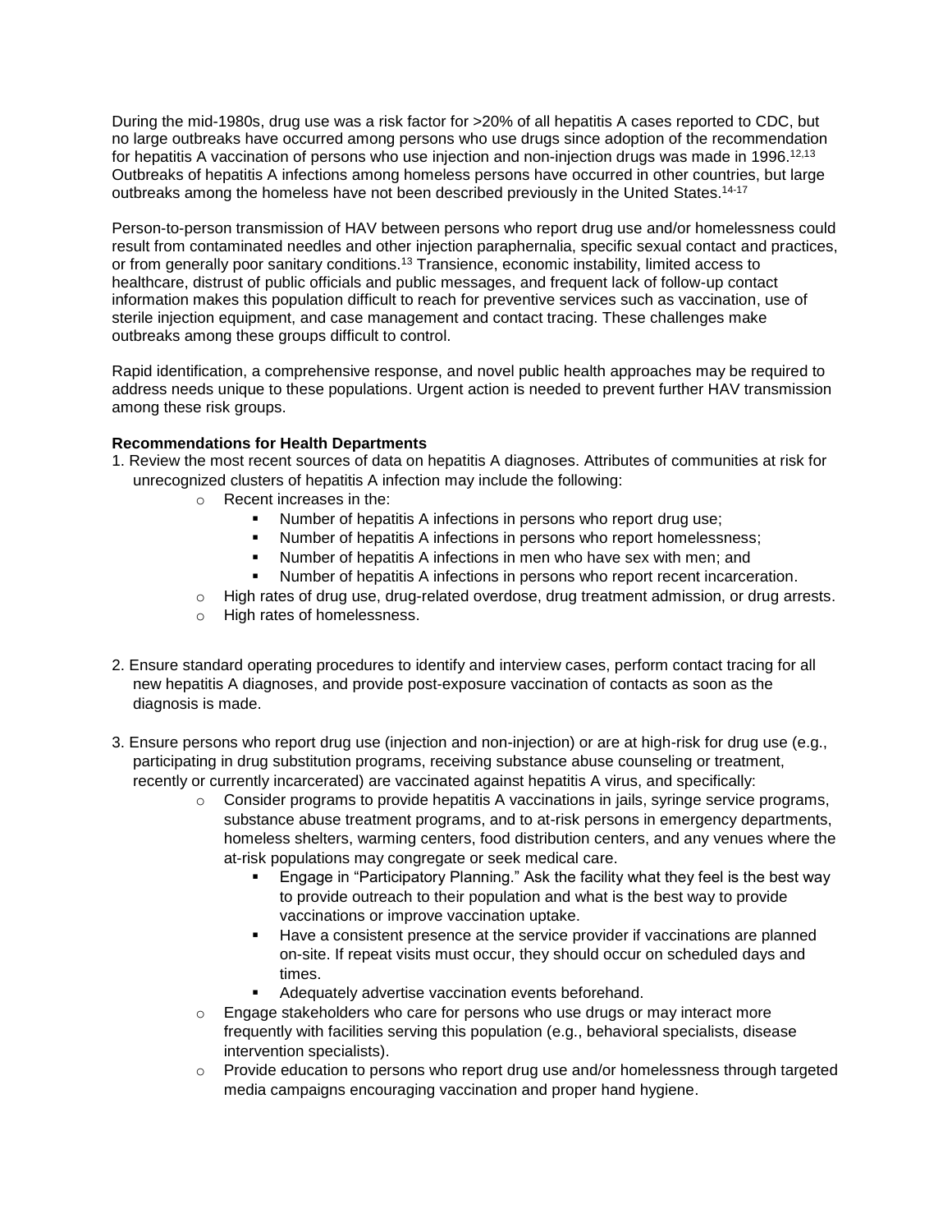During the mid-1980s, drug use was a risk factor for >20% of all hepatitis A cases reported to CDC, but no large outbreaks have occurred among persons who use drugs since adoption of the recommendation for hepatitis A vaccination of persons who use injection and non-injection drugs was made in 1996.[12,13] Outbreaks of hepatitis A infections among homeless persons have occurred in other countries, but large outbreaks among the homeless have not been described previously in the United States.[14-17]

Person-to-person transmission of HAV between persons who report drug use and/or homelessness could result from contaminated needles and other injection paraphernalia, specific sexual contact and practices, or from generally poor sanitary conditions.[13] Transience, economic instability, limited access to healthcare, distrust of public officials and public messages, and frequent lack of follow-up contact information makes this population difficult to reach for preventive services such as vaccination, use of sterile injection equipment, and case management and contact tracing. These challenges make outbreaks among these groups difficult to control.

Rapid identification, a comprehensive response, and novel public health approaches may be required to address needs unique to these populations. Urgent action is needed to prevent further HAV transmission among these risk groups.

**Recommendations for Health Departments**

1. Review the most recent sources of data on hepatitis A diagnoses. Attributes of communities at risk for unrecognized clusters of hepatitis A infection may include the following:
   - Recent increases in the:
     - Number of hepatitis A infections in persons who report drug use;
     - Number of hepatitis A infections in persons who report homelessness;
     - Number of hepatitis A infections in men who have sex with men; and
     - Number of hepatitis A infections in persons who report recent incarceration.
   - High rates of drug use, drug-related overdose, drug treatment admission, or drug arrests.
   - High rates of homelessness.

2. Ensure standard operating procedures to identify and interview cases, perform contact tracing for all new hepatitis A diagnoses, and provide post-exposure vaccination of contacts as soon as the diagnosis is made.

3. Ensure persons who report drug use (injection and non-injection) or are at high-risk for drug use (e.g., participating in drug substitution programs, receiving substance abuse counseling or treatment, recently or currently incarcerated) are vaccinated against hepatitis A virus, and specifically:
   - Consider programs to provide hepatitis A vaccinations in jails, syringe service programs, substance abuse treatment programs, and to at-risk persons in emergency departments, homeless shelters, warming centers, food distribution centers, and any venues where the at-risk populations may congregate or seek medical care.
     - Engage in "Participatory Planning." Ask the facility what they feel is the best way to provide outreach to their population and what is the best way to provide vaccinations or improve vaccination uptake.
     - Have a consistent presence at the service provider if vaccinations are planned on-site. If repeat visits must occur, they should occur on scheduled days and times.
     - Adequately advertise vaccination events beforehand.
   - Engage stakeholders who care for persons who use drugs or may interact more frequently with facilities serving this population (e.g., behavioral specialists, disease intervention specialists).
   - Provide education to persons who report drug use and/or homelessness through targeted media campaigns encouraging vaccination and proper hand hygiene.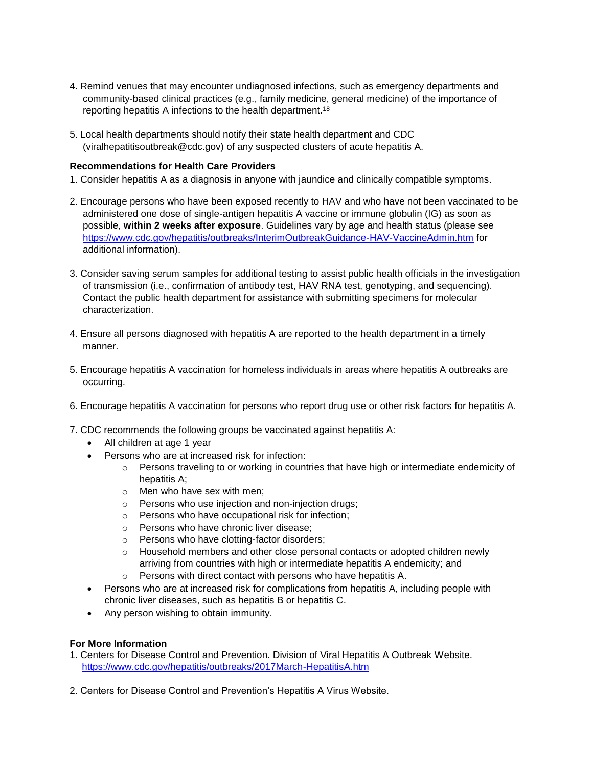4. Remind venues that may encounter undiagnosed infections, such as emergency departments and community-based clinical practices (e.g., family medicine, general medicine) of the importance of reporting hepatitis A infections to the health department.[18]

5. Local health departments should notify their state health department and CDC (viralhepatitisoutbreak@cdc.gov) of any suspected clusters of acute hepatitis A.

**Recommendations for Health Care Providers**

1. Consider hepatitis A as a diagnosis in anyone with jaundice and clinically compatible symptoms.

2. Encourage persons who have been exposed recently to HAV and who have not been vaccinated to be administered one dose of single-antigen hepatitis A vaccine or immune globulin (IG) as soon as possible, **within 2 weeks after exposure**. Guidelines vary by age and health status (please see https://www.cdc.gov/hepatitis/outbreaks/InterimOutbreakGuidance-HAV-VaccineAdmin.htm for additional information).

3. Consider saving serum samples for additional testing to assist public health officials in the investigation of transmission (i.e., confirmation of antibody test, HAV RNA test, genotyping, and sequencing). Contact the public health department for assistance with submitting specimens for molecular characterization.

4. Ensure all persons diagnosed with hepatitis A are reported to the health department in a timely manner.

5. Encourage hepatitis A vaccination for homeless individuals in areas where hepatitis A outbreaks are occurring.

6. Encourage hepatitis A vaccination for persons who report drug use or other risk factors for hepatitis A.

7. CDC recommends the following groups be vaccinated against hepatitis A:
   - All children at age 1 year
   - Persons who are at increased risk for infection:
     - Persons traveling to or working in countries that have high or intermediate endemicity of hepatitis A;
     - Men who have sex with men;
     - Persons who use injection and non-injection drugs;
     - Persons who have occupational risk for infection;
     - Persons who have chronic liver disease;
     - Persons who have clotting-factor disorders;
     - Household members and other close personal contacts or adopted children newly arriving from countries with high or intermediate hepatitis A endemicity; and
     - Persons with direct contact with persons who have hepatitis A.
   - Persons who are at increased risk for complications from hepatitis A, including people with chronic liver diseases, such as hepatitis B or hepatitis C.
   - Any person wishing to obtain immunity.

**For More Information**

1. Centers for Disease Control and Prevention. Division of Viral Hepatitis A Outbreak Website. https://www.cdc.gov/hepatitis/outbreaks/2017March-HepatitisA.htm

2. Centers for Disease Control and Prevention's Hepatitis A Virus Website.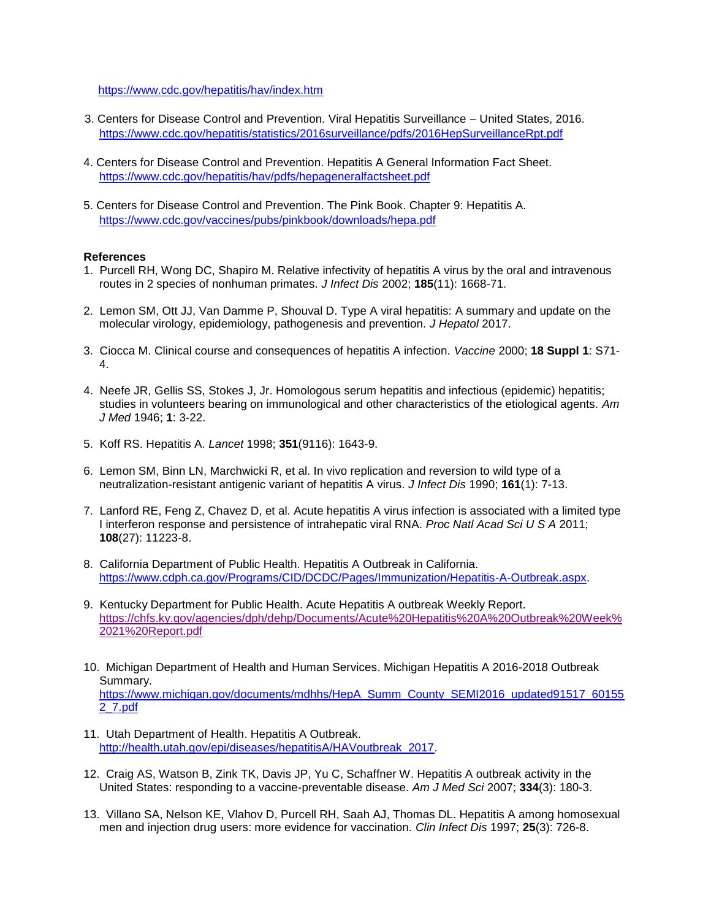https://www.cdc.gov/hepatitis/hav/index.htm

3. Centers for Disease Control and Prevention. Viral Hepatitis Surveillance – United States, 2016. https://www.cdc.gov/hepatitis/statistics/2016surveillance/pdfs/2016HepSurveillanceRpt.pdf

4. Centers for Disease Control and Prevention. Hepatitis A General Information Fact Sheet. https://www.cdc.gov/hepatitis/hav/pdfs/hepageneralfactsheet.pdf

5. Centers for Disease Control and Prevention. The Pink Book. Chapter 9: Hepatitis A. https://www.cdc.gov/vaccines/pubs/pinkbook/downloads/hepa.pdf

**References**

1. Purcell RH, Wong DC, Shapiro M. Relative infectivity of hepatitis A virus by the oral and intravenous routes in 2 species of nonhuman primates. *J Infect Dis* 2002; **185**(11): 1668-71.

2. Lemon SM, Ott JJ, Van Damme P, Shouval D. Type A viral hepatitis: A summary and update on the molecular virology, epidemiology, pathogenesis and prevention. *J Hepatol* 2017.

3. Ciocca M. Clinical course and consequences of hepatitis A infection. *Vaccine* 2000; **18 Suppl 1**: S71-4.

4. Neefe JR, Gellis SS, Stokes J, Jr. Homologous serum hepatitis and infectious (epidemic) hepatitis; studies in volunteers bearing on immunological and other characteristics of the etiological agents. *Am J Med* 1946; **1**: 3-22.

5. Koff RS. Hepatitis A. *Lancet* 1998; **351**(9116): 1643-9.

6. Lemon SM, Binn LN, Marchwicki R, et al. In vivo replication and reversion to wild type of a neutralization-resistant antigenic variant of hepatitis A virus. *J Infect Dis* 1990; **161**(1): 7-13.

7. Lanford RE, Feng Z, Chavez D, et al. Acute hepatitis A virus infection is associated with a limited type I interferon response and persistence of intrahepatic viral RNA. *Proc Natl Acad Sci U S A* 2011; **108**(27): 11223-8.

8. California Department of Public Health. Hepatitis A Outbreak in California. https://www.cdph.ca.gov/Programs/CID/DCDC/Pages/Immunization/Hepatitis-A-Outbreak.aspx.

9. Kentucky Department for Public Health. Acute Hepatitis A outbreak Weekly Report. https://chfs.ky.gov/agencies/dph/dehp/Documents/Acute%20Hepatitis%20A%20Outbreak%20Week%2021%20Report.pdf

10. Michigan Department of Health and Human Services. Michigan Hepatitis A 2016-2018 Outbreak Summary. https://www.michigan.gov/documents/mdhhs/HepA_Summ_County_SEMI2016_updated91517_601552_7.pdf

11. Utah Department of Health. Hepatitis A Outbreak. http://health.utah.gov/epi/diseases/hepatitisA/HAVoutbreak_2017.

12. Craig AS, Watson B, Zink TK, Davis JP, Yu C, Schaffner W. Hepatitis A outbreak activity in the United States: responding to a vaccine-preventable disease. *Am J Med Sci* 2007; **334**(3): 180-3.

13. Villano SA, Nelson KE, Vlahov D, Purcell RH, Saah AJ, Thomas DL. Hepatitis A among homosexual men and injection drug users: more evidence for vaccination. *Clin Infect Dis* 1997; **25**(3): 726-8.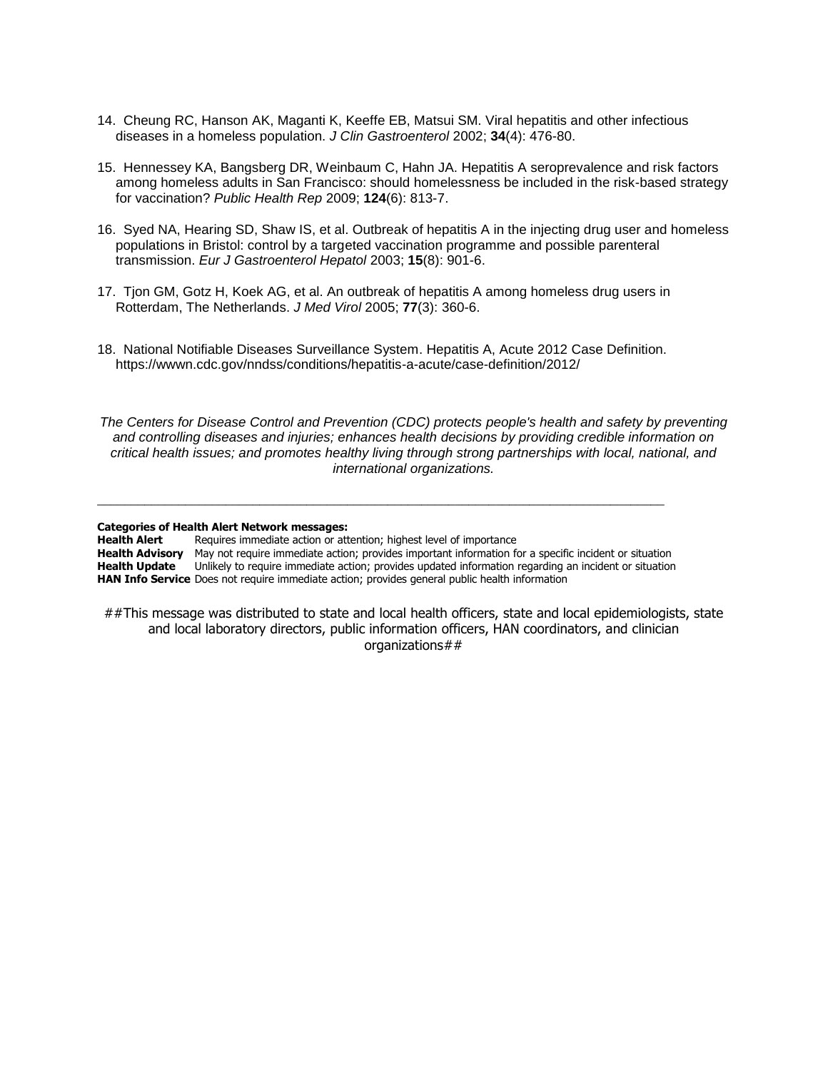14. Cheung RC, Hanson AK, Maganti K, Keeffe EB, Matsui SM. Viral hepatitis and other infectious diseases in a homeless population. *J Clin Gastroenterol* 2002; **34**(4): 476-80.

15. Hennessey KA, Bangsberg DR, Weinbaum C, Hahn JA. Hepatitis A seroprevalence and risk factors among homeless adults in San Francisco: should homelessness be included in the risk-based strategy for vaccination? *Public Health Rep* 2009; **124**(6): 813-7.

16. Syed NA, Hearing SD, Shaw IS, et al. Outbreak of hepatitis A in the injecting drug user and homeless populations in Bristol: control by a targeted vaccination programme and possible parenteral transmission. *Eur J Gastroenterol Hepatol* 2003; **15**(8): 901-6.

17. Tjon GM, Gotz H, Koek AG, et al. An outbreak of hepatitis A among homeless drug users in Rotterdam, The Netherlands. *J Med Virol* 2005; **77**(3): 360-6.

18. National Notifiable Diseases Surveillance System. Hepatitis A, Acute 2012 Case Definition. https://wwwn.cdc.gov/nndss/conditions/hepatitis-a-acute/case-definition/2012/

*The Centers for Disease Control and Prevention (CDC) protects people's health and safety by preventing and controlling diseases and injuries; enhances health decisions by providing credible information on critical health issues; and promotes healthy living through strong partnerships with local, national, and international organizations.*

---

**Categories of Health Alert Network messages:**

**Health Alert** Requires immediate action or attention; highest level of importance
**Health Advisory** May not require immediate action; provides important information for a specific incident or situation
**Health Update** Unlikely to require immediate action; provides updated information regarding an incident or situation
**HAN Info Service** Does not require immediate action; provides general public health information

##This message was distributed to state and local health officers, state and local epidemiologists, state and local laboratory directors, public information officers, HAN coordinators, and clinician organizations##